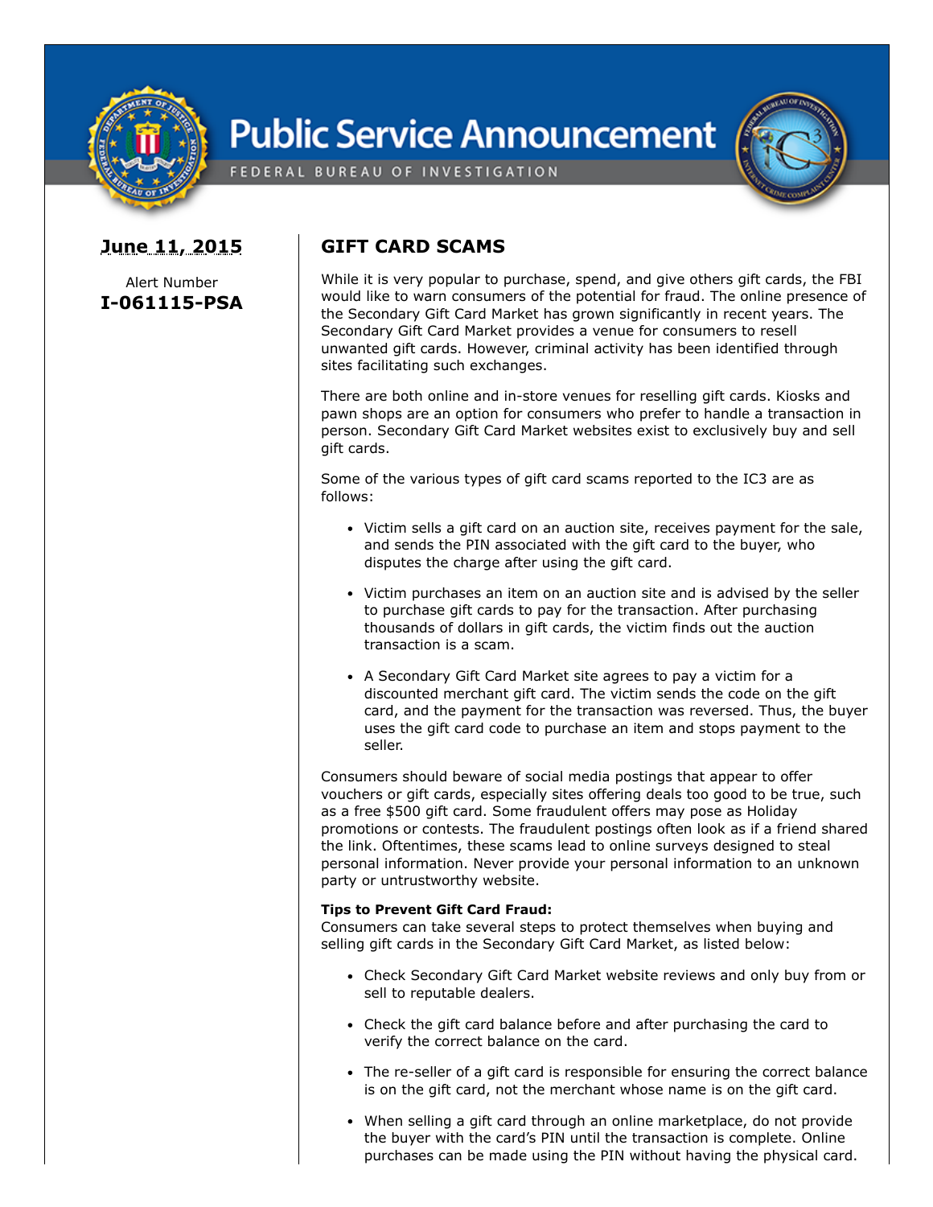# Public Service Announcement

FEDERAL BUREAU OF INVESTIGATION

**June 11, 2015**

Alert Number

**I-061115-PSA**

## GIFT CARD SCAMS

While it is very popular to purchase, spend, and give others gift cards, the FBI would like to warn consumers of the potential for fraud. The online presence of the Secondary Gift Card Market has grown significantly in recent years. The Secondary Gift Card Market provides a venue for consumers to resell unwanted gift cards. However, criminal activity has been identified through sites facilitating such exchanges.

There are both online and in-store venues for reselling gift cards. Kiosks and pawn shops are an option for consumers who prefer to handle a transaction in person. Secondary Gift Card Market websites exist to exclusively buy and sell gift cards.

Some of the various types of gift card scams reported to the IC3 are as follows:

- Victim sells a gift card on an auction site, receives payment for the sale, and sends the PIN associated with the gift card to the buyer, who disputes the charge after using the gift card.
- Victim purchases an item on an auction site and is advised by the seller to purchase gift cards to pay for the transaction. After purchasing thousands of dollars in gift cards, the victim finds out the auction transaction is a scam.
- A Secondary Gift Card Market site agrees to pay a victim for a discounted merchant gift card. The victim sends the code on the gift card, and the payment for the transaction was reversed. Thus, the buyer uses the gift card code to purchase an item and stops payment to the seller.

Consumers should beware of social media postings that appear to offer vouchers or gift cards, especially sites offering deals too good to be true, such as a free $500 gift card. Some fraudulent offers may pose as Holiday promotions or contests. The fraudulent postings often look as if a friend shared the link. Oftentimes, these scams lead to online surveys designed to steal personal information. Never provide your personal information to an unknown party or untrustworthy website.

**Tips to Prevent Gift Card Fraud:**
Consumers can take several steps to protect themselves when buying and selling gift cards in the Secondary Gift Card Market, as listed below:

- Check Secondary Gift Card Market website reviews and only buy from or sell to reputable dealers.
- Check the gift card balance before and after purchasing the card to verify the correct balance on the card.
- The re-seller of a gift card is responsible for ensuring the correct balance is on the gift card, not the merchant whose name is on the gift card.
- When selling a gift card through an online marketplace, do not provide the buyer with the card's PIN until the transaction is complete. Online purchases can be made using the PIN without having the physical card.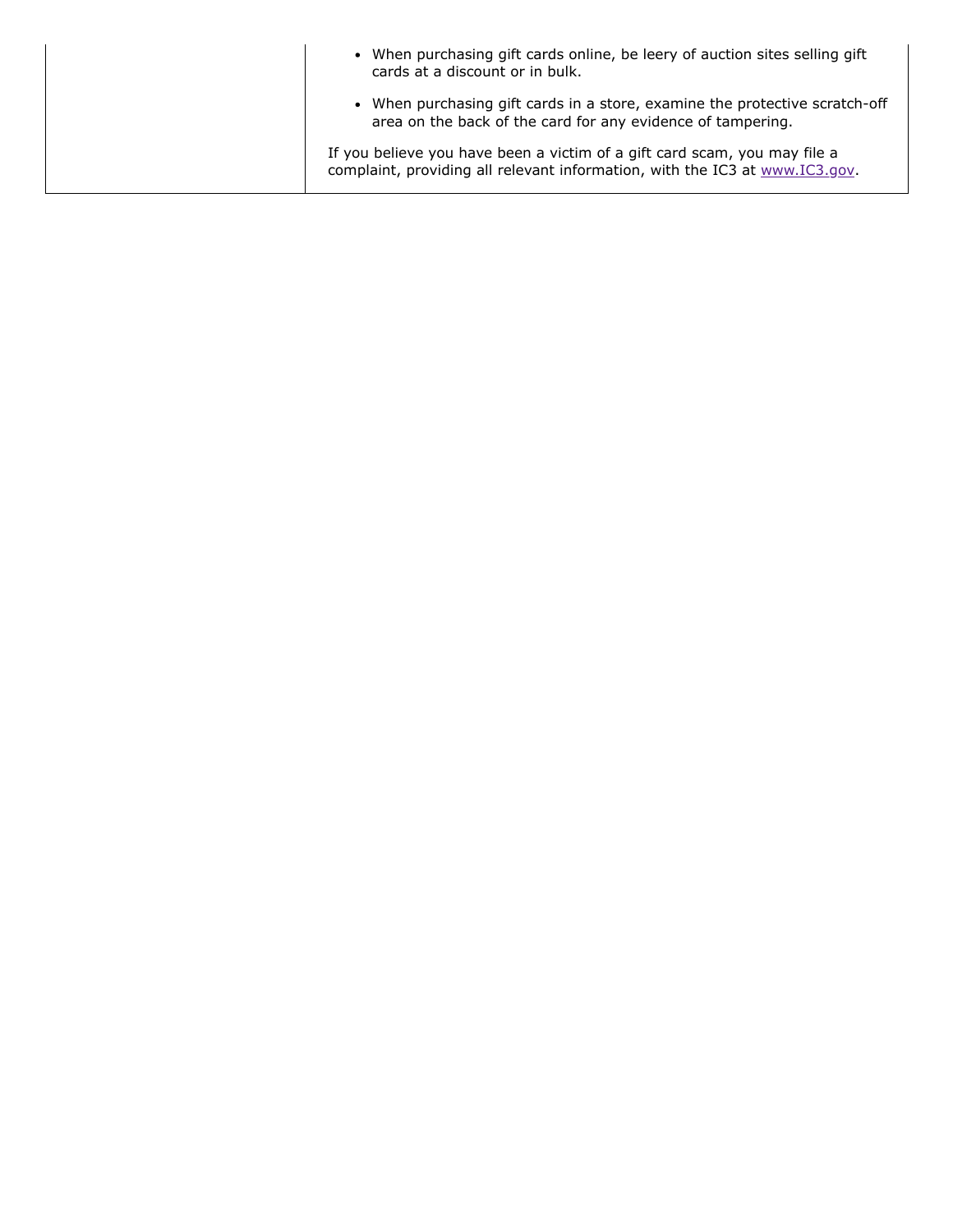| | |
|---|---|
| | - When purchasing gift cards online, be leery of auction sites selling gift cards at a discount or in bulk.<br>- When purchasing gift cards in a store, examine the protective scratch-off area on the back of the card for any evidence of tampering.<br><br>If you believe you have been a victim of a gift card scam, you may file a complaint, providing all relevant information, with the IC3 at [www.IC3.gov](http://www.IC3.gov). |